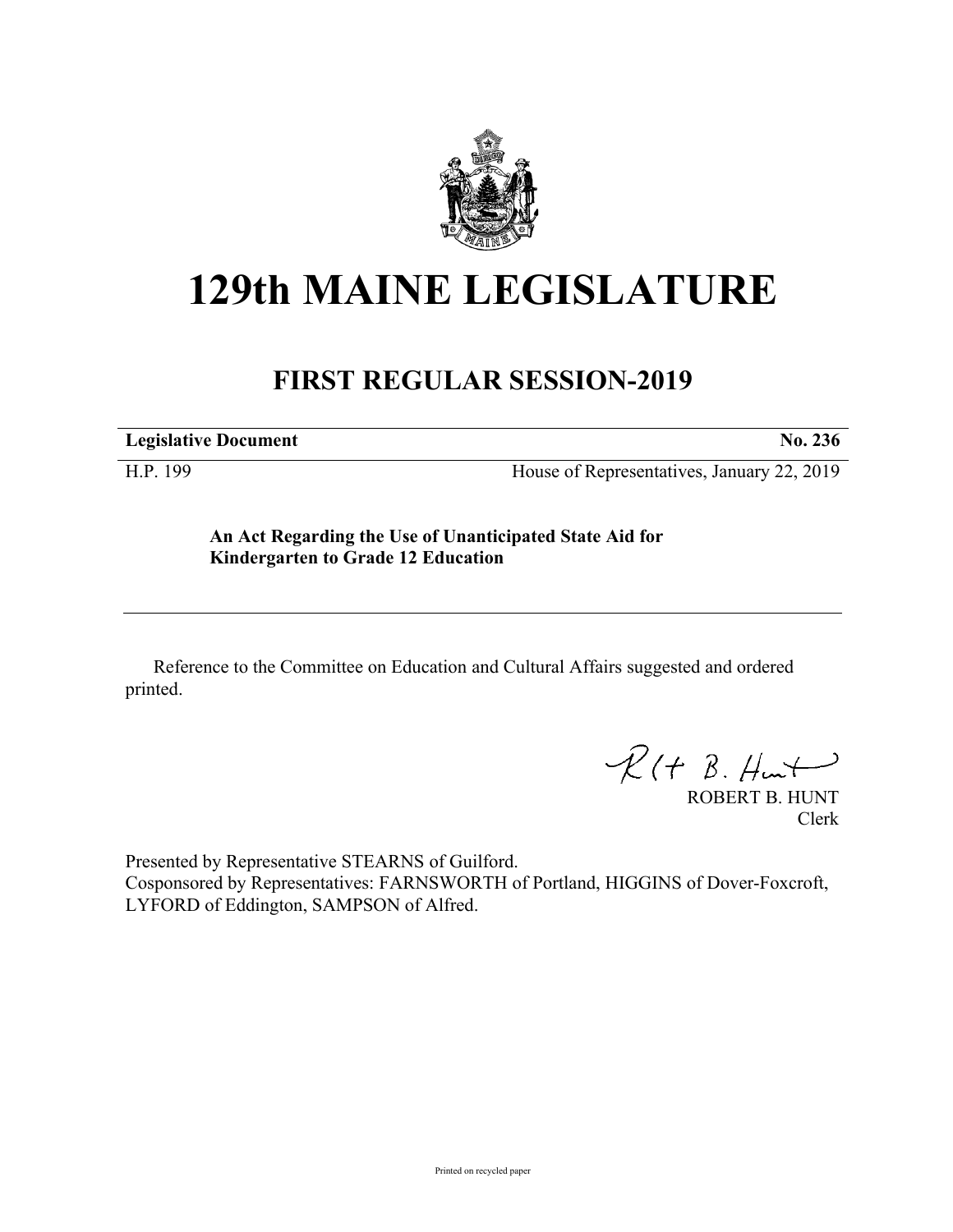# 129th MAINE LEGISLATURE

## FIRST REGULAR SESSION-2019

| **Legislative Document** | **No. 236** |
|---|---|
| H.P. 199 | House of Representatives, January 22, 2019 |

**An Act Regarding the Use of Unanticipated State Aid for Kindergarten to Grade 12 Education**

---

Reference to the Committee on Education and Cultural Affairs suggested and ordered printed.

ROBERT B. HUNT
Clerk

Presented by Representative STEARNS of Guilford.
Cosponsored by Representatives: FARNSWORTH of Portland, HIGGINS of Dover-Foxcroft, LYFORD of Eddington, SAMPSON of Alfred.

Printed on recycled paper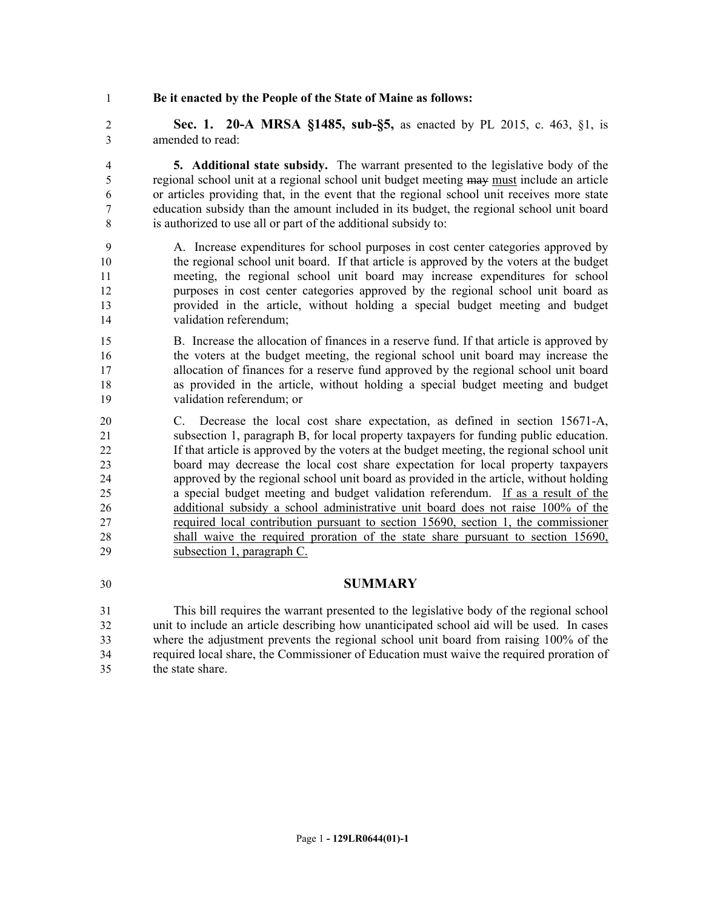**Be it enacted by the People of the State of Maine as follows:**

**Sec. 1. 20-A MRSA §1485, sub-§5,** as enacted by PL 2015, c. 463, §1, is amended to read:

**5. Additional state subsidy.** The warrant presented to the legislative body of the regional school unit at a regional school unit budget meeting ~~may~~ must include an article or articles providing that, in the event that the regional school unit receives more state education subsidy than the amount included in its budget, the regional school unit board is authorized to use all or part of the additional subsidy to:

A. Increase expenditures for school purposes in cost center categories approved by the regional school unit board. If that article is approved by the voters at the budget meeting, the regional school unit board may increase expenditures for school purposes in cost center categories approved by the regional school unit board as provided in the article, without holding a special budget meeting and budget validation referendum;

B. Increase the allocation of finances in a reserve fund. If that article is approved by the voters at the budget meeting, the regional school unit board may increase the allocation of finances for a reserve fund approved by the regional school unit board as provided in the article, without holding a special budget meeting and budget validation referendum; or

C. Decrease the local cost share expectation, as defined in section 15671-A, subsection 1, paragraph B, for local property taxpayers for funding public education. If that article is approved by the voters at the budget meeting, the regional school unit board may decrease the local cost share expectation for local property taxpayers approved by the regional school unit board as provided in the article, without holding a special budget meeting and budget validation referendum. If as a result of the additional subsidy a school administrative unit board does not raise 100% of the required local contribution pursuant to section 15690, section 1, the commissioner shall waive the required proration of the state share pursuant to section 15690, subsection 1, paragraph C.

## SUMMARY

This bill requires the warrant presented to the legislative body of the regional school unit to include an article describing how unanticipated school aid will be used. In cases where the adjustment prevents the regional school unit board from raising 100% of the required local share, the Commissioner of Education must waive the required proration of the state share.